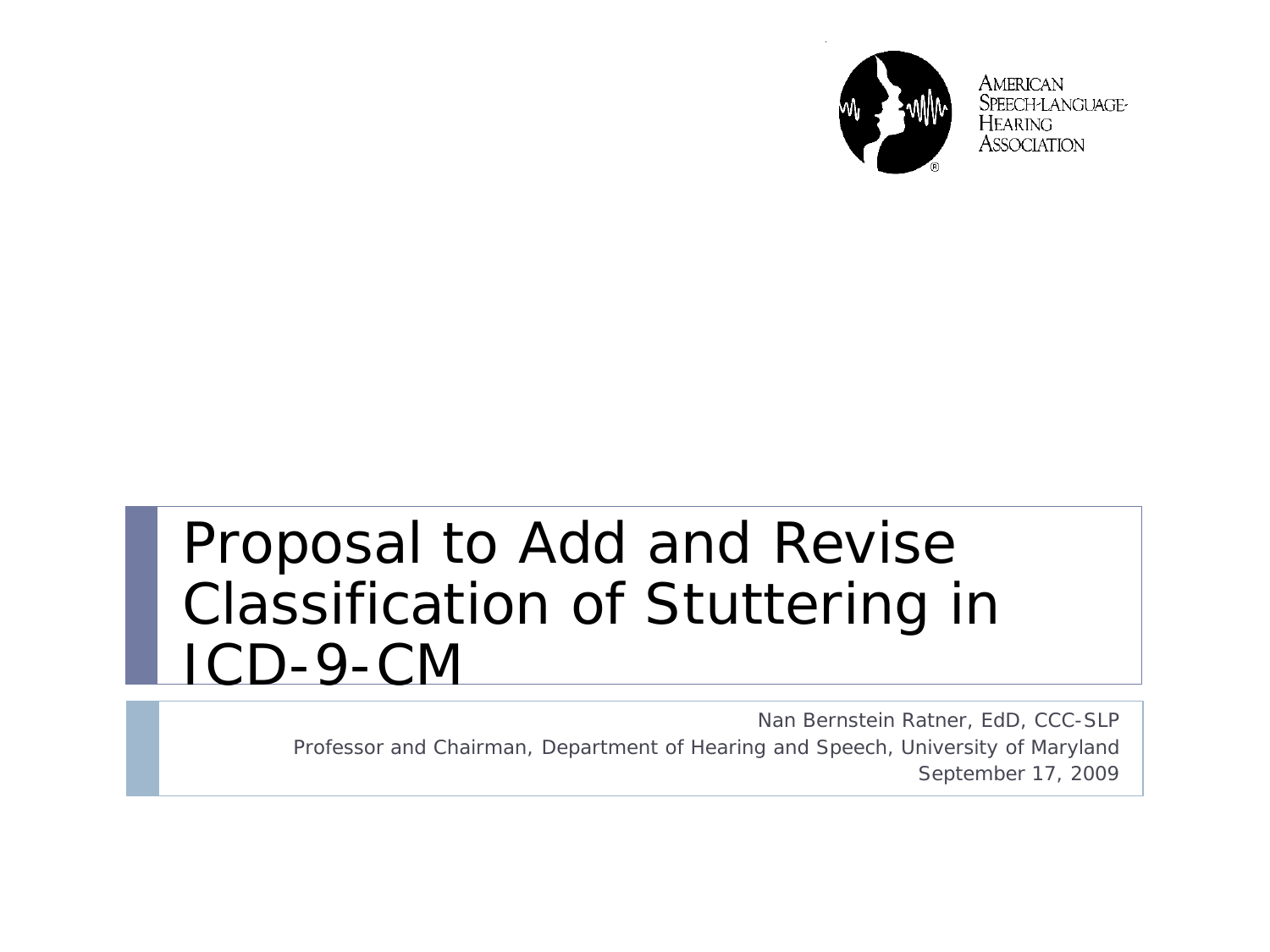American Speech-Language-Hearing Association

# Proposal to Add and Revise Classification of Stuttering in ICD-9-CM

Nan Bernstein Ratner, EdD, CCC-SLP

Professor and Chairman, Department of Hearing and Speech, University of Maryland

September 17, 2009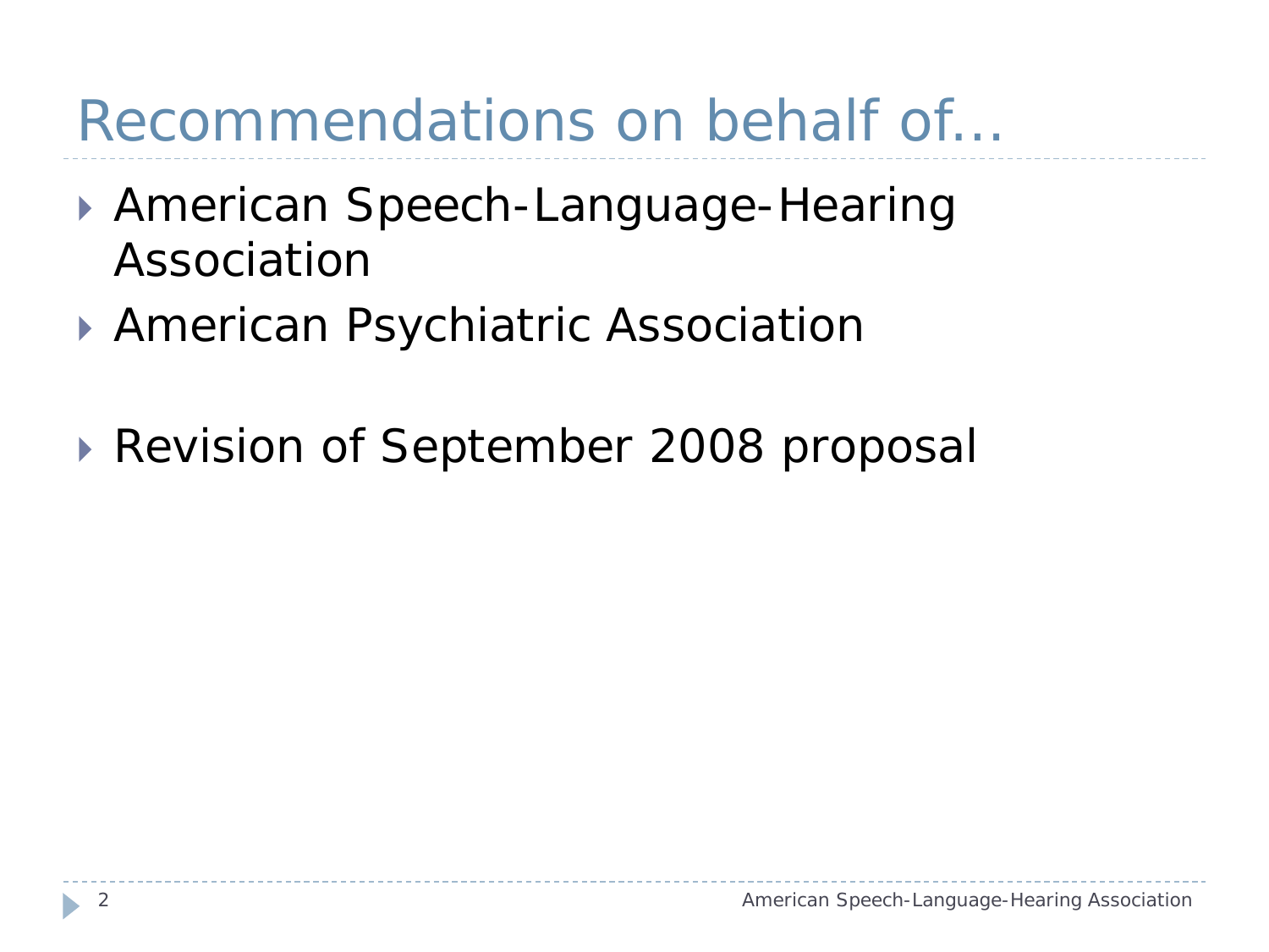# Recommendations on behalf of…

- American Speech-Language-Hearing Association
- American Psychiatric Association

- Revision of September 2008 proposal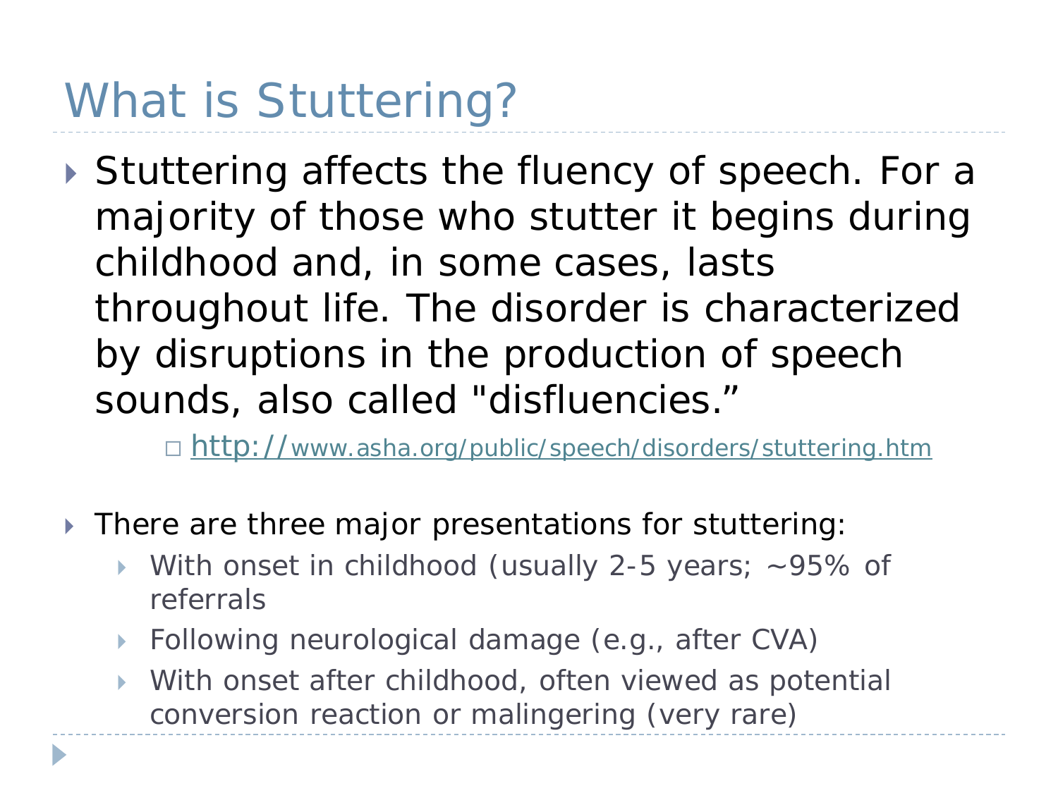# What is Stuttering?

- Stuttering affects the fluency of speech. For a majority of those who stutter it begins during childhood and, in some cases, lasts throughout life. The disorder is characterized by disruptions in the production of speech sounds, also called "disfluencies."
  - http://www.asha.org/public/speech/disorders/stuttering.htm

- There are three major presentations for stuttering:
  - With onset in childhood (usually 2-5 years; ~95% of referrals
  - Following neurological damage (e.g., after CVA)
  - With onset after childhood, often viewed as potential conversion reaction or malingering (very rare)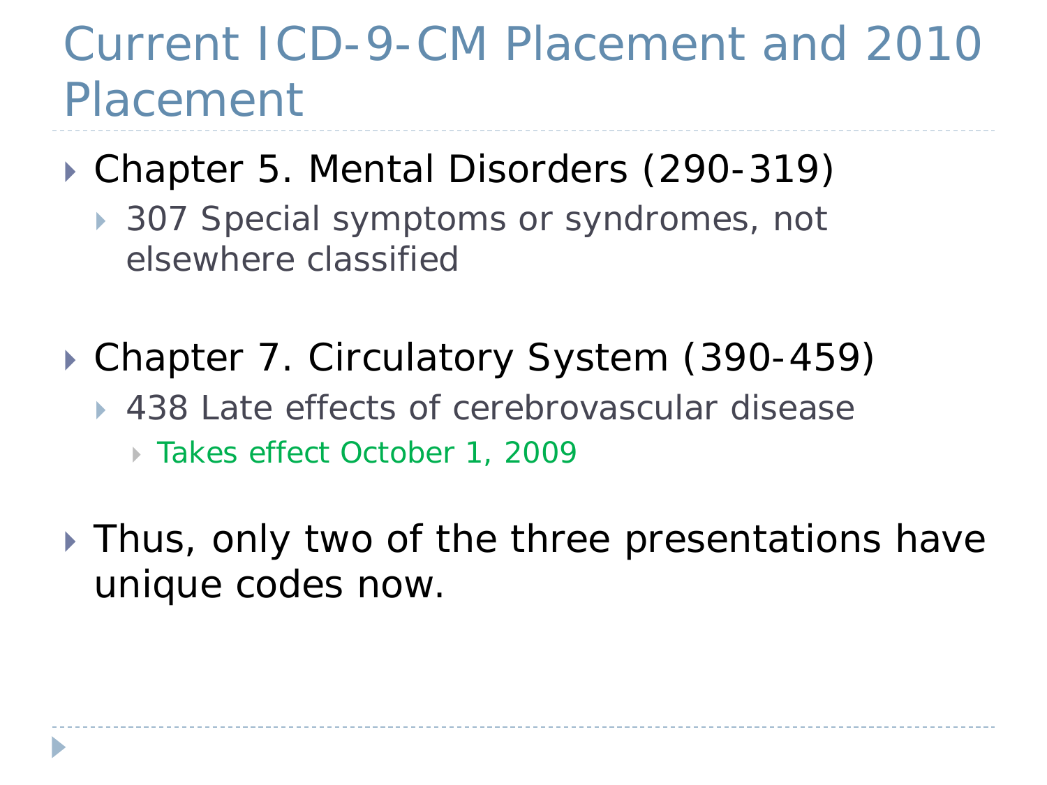# Current ICD-9-CM Placement and 2010 Placement

- Chapter 5. Mental Disorders (290-319)
  - 307 Special symptoms or syndromes, not elsewhere classified
- Chapter 7. Circulatory System (390-459)
  - 438 Late effects of cerebrovascular disease
    - Takes effect October 1, 2009
- Thus, only two of the three presentations have unique codes now.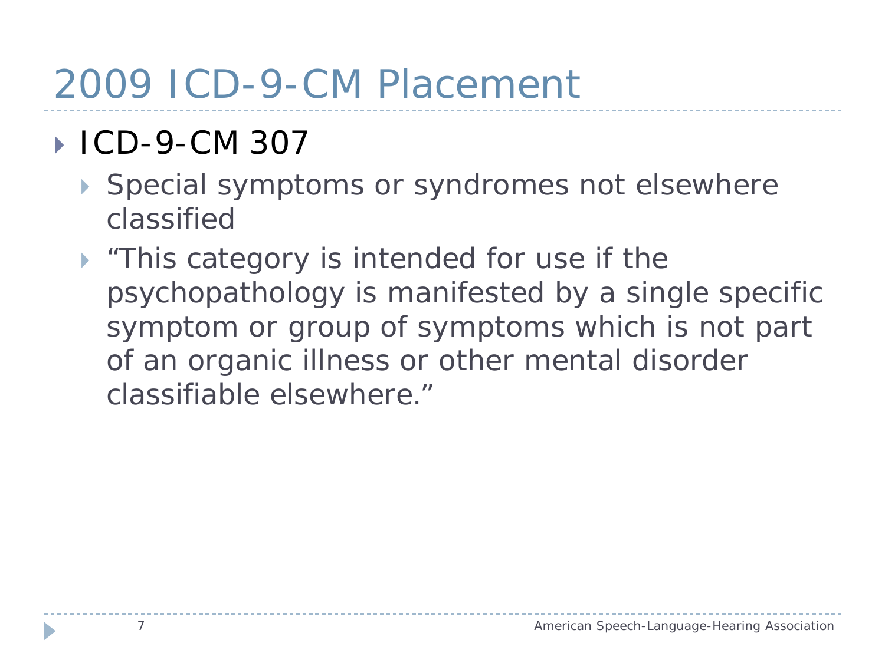# 2009 ICD-9-CM Placement

- ICD-9-CM 307
  - Special symptoms or syndromes not elsewhere classified
  - "This category is intended for use if the psychopathology is manifested by a single specific symptom or group of symptoms which is not part of an organic illness or other mental disorder classifiable elsewhere."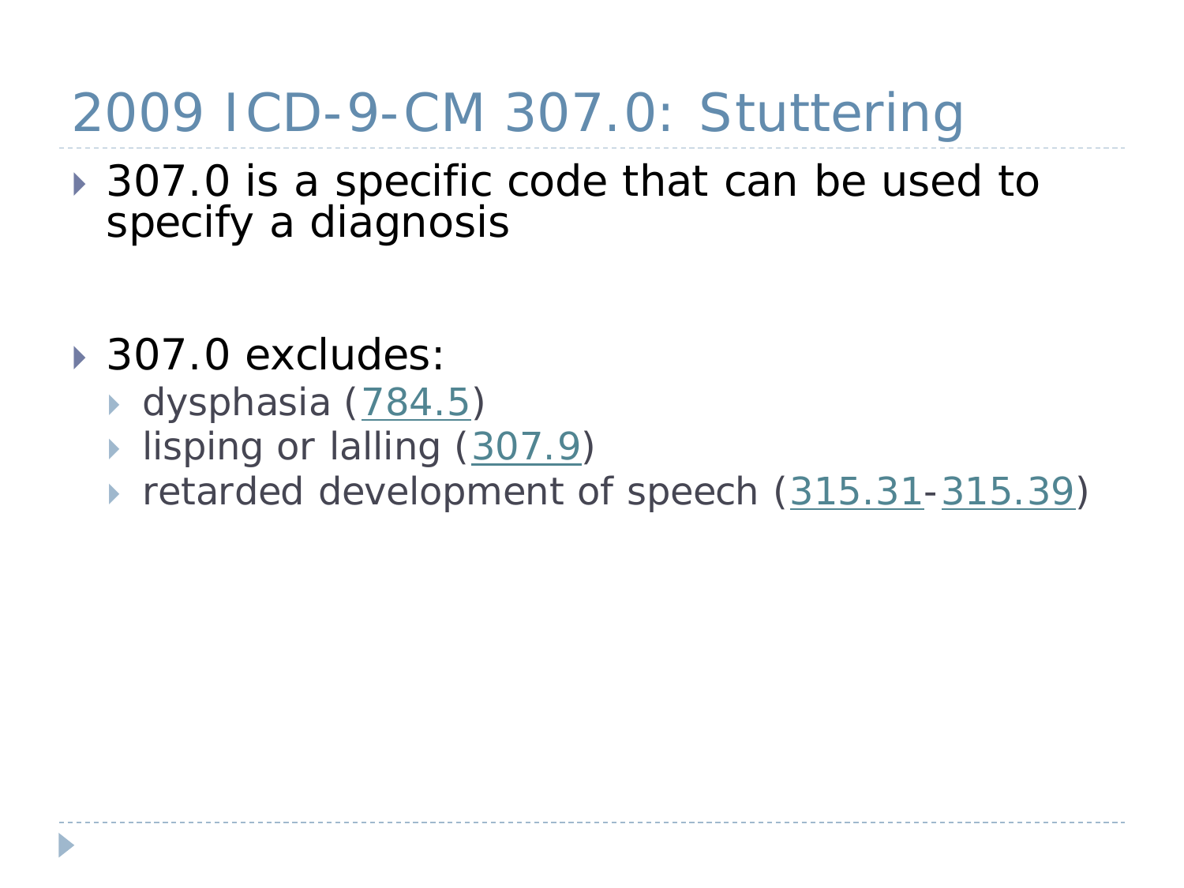# 2009 ICD-9-CM 307.0: Stuttering

- 307.0 is a specific code that can be used to specify a diagnosis

- 307.0 excludes:
  - dysphasia (784.5)
  - lisping or lalling (307.9)
  - retarded development of speech (315.31-315.39)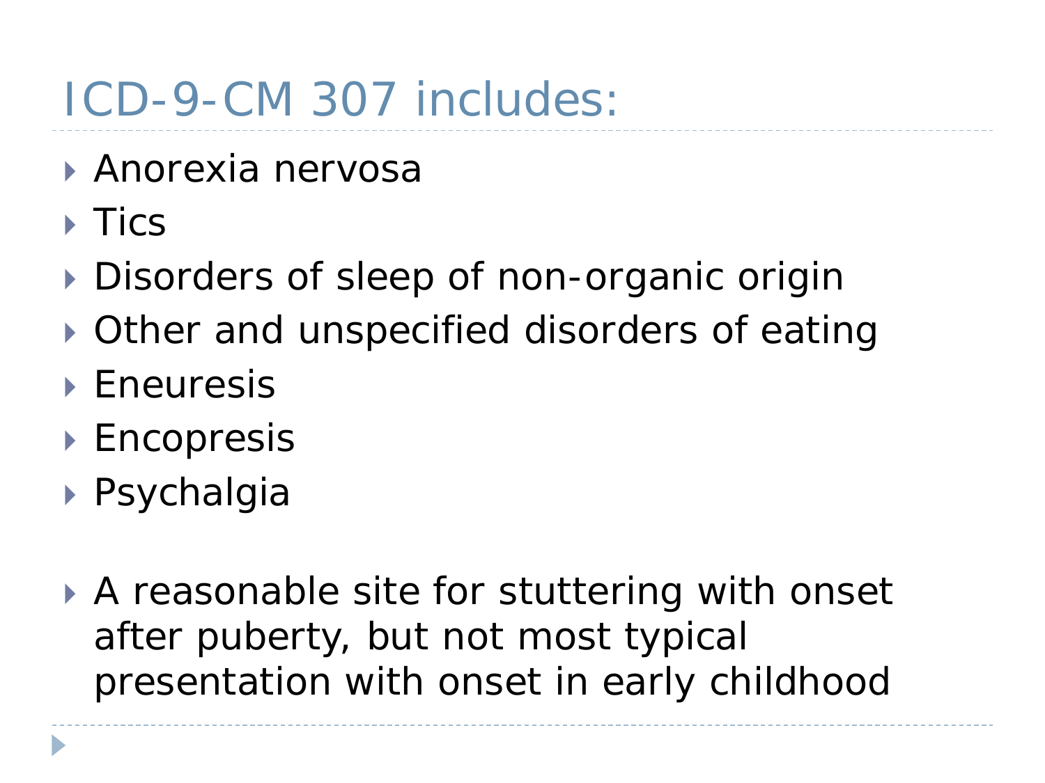# ICD-9-CM 307 includes:

- Anorexia nervosa
- Tics
- Disorders of sleep of non-organic origin
- Other and unspecified disorders of eating
- Eneuresis
- Encopresis
- Psychalgia

- A reasonable site for stuttering with onset after puberty, but not most typical presentation with onset in early childhood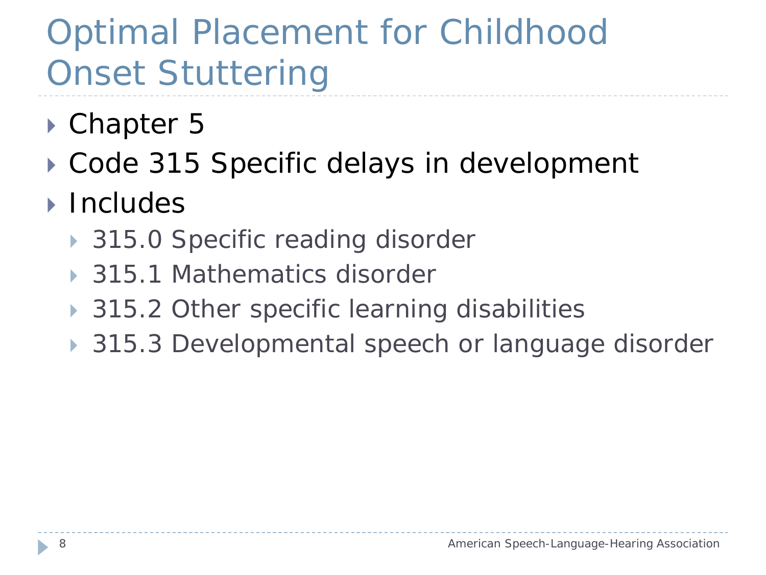# Optimal Placement for Childhood Onset Stuttering

- Chapter 5
- Code 315 Specific delays in development
- Includes
  - 315.0 Specific reading disorder
  - 315.1 Mathematics disorder
  - 315.2 Other specific learning disabilities
  - 315.3 Developmental speech or language disorder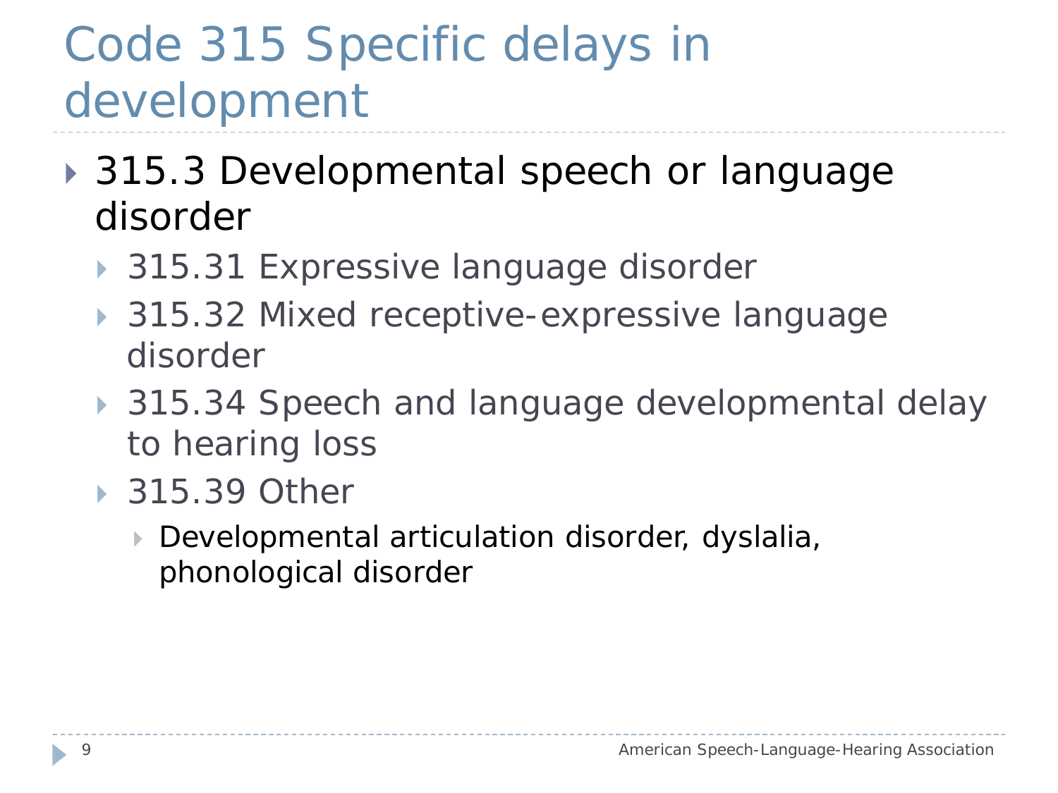# Code 315 Specific delays in development

- 315.3 Developmental speech or language disorder
  - 315.31 Expressive language disorder
  - 315.32 Mixed receptive-expressive language disorder
  - 315.34 Speech and language developmental delay to hearing loss
  - 315.39 Other
    - Developmental articulation disorder, dyslalia, phonological disorder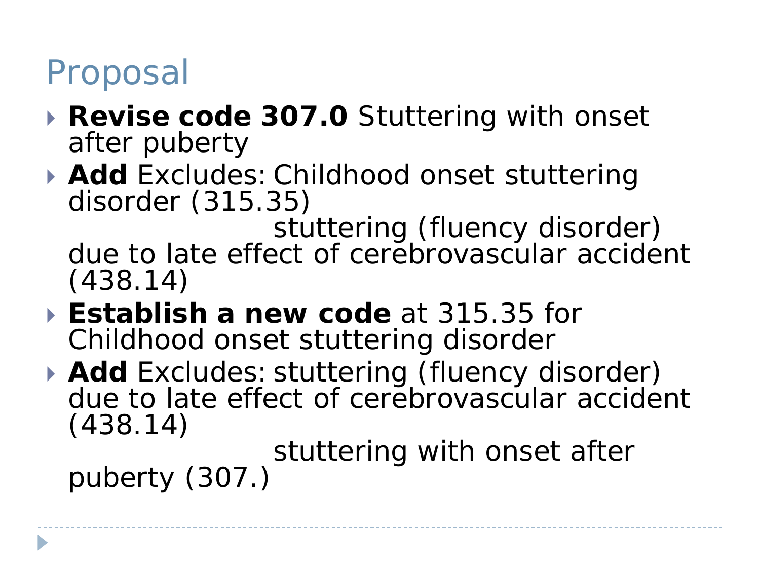# Proposal

- **Revise code 307.0** Stuttering with onset after puberty
- **Add** Excludes: Childhood onset stuttering disorder (315.35)
  stuttering (fluency disorder) due to late effect of cerebrovascular accident (438.14)
- **Establish a new code** at 315.35 for Childhood onset stuttering disorder
- **Add** Excludes: stuttering (fluency disorder) due to late effect of cerebrovascular accident (438.14)
  stuttering with onset after puberty (307.)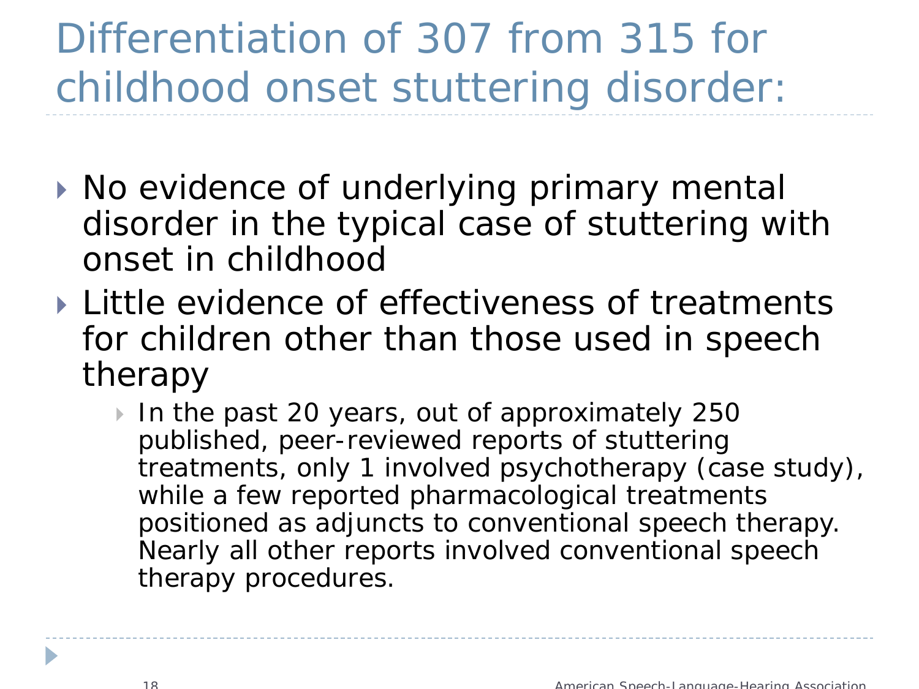# Differentiation of 307 from 315 for childhood onset stuttering disorder:

- No evidence of underlying primary mental disorder in the typical case of stuttering with onset in childhood
- Little evidence of effectiveness of treatments for children other than those used in speech therapy
  - In the past 20 years, out of approximately 250 published, peer-reviewed reports of stuttering treatments, only 1 involved psychotherapy (case study), while a few reported pharmacological treatments positioned as adjuncts to conventional speech therapy. Nearly all other reports involved conventional speech therapy procedures.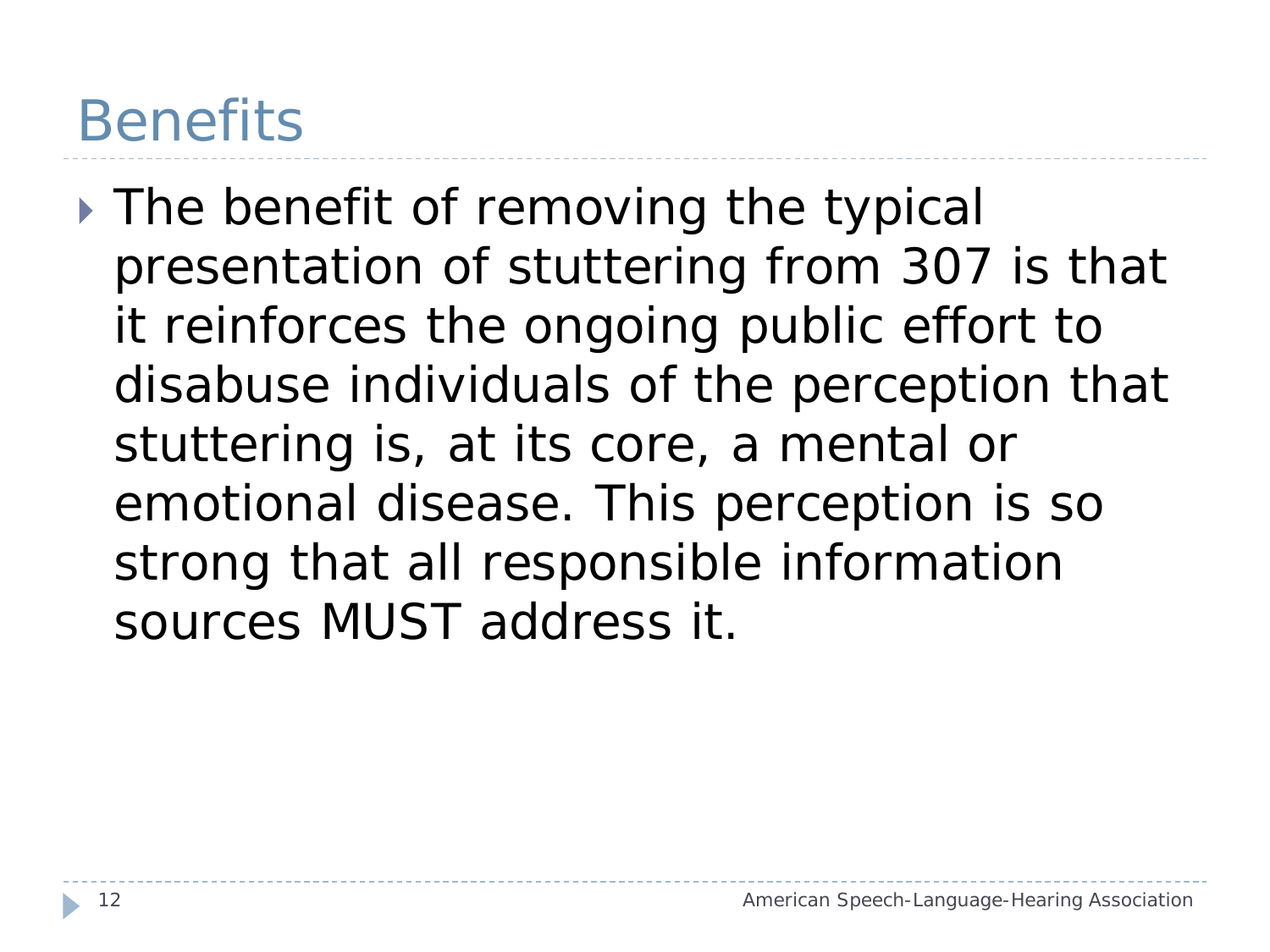# Benefits

- The benefit of removing the typical presentation of stuttering from 307 is that it reinforces the ongoing public effort to disabuse individuals of the perception that stuttering is, at its core, a mental or emotional disease. This perception is so strong that all responsible information sources MUST address it.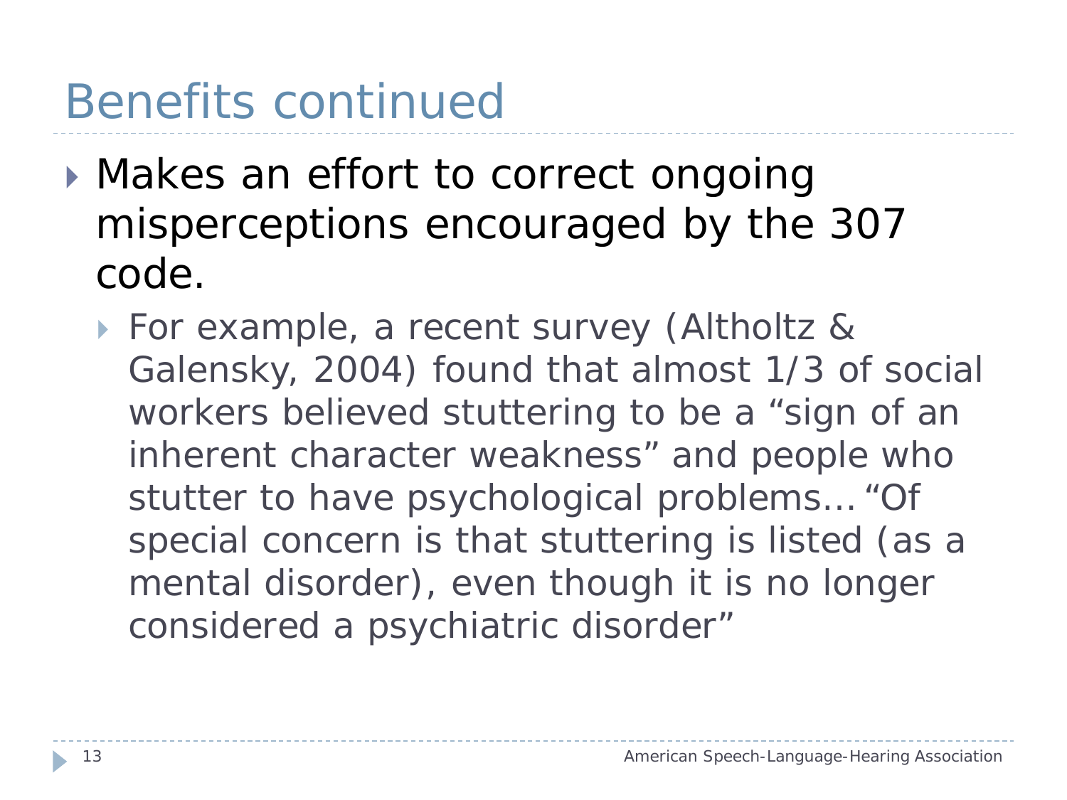# Benefits continued

- Makes an effort to correct ongoing misperceptions encouraged by the 307 code.
  - For example, a recent survey (Altholtz & Galensky, 2004) found that almost 1/3 of social workers believed stuttering to be a "sign of an inherent character weakness" and people who stutter to have psychological problems… "Of special concern is that stuttering is listed (as a mental disorder), even though it is no longer considered a psychiatric disorder"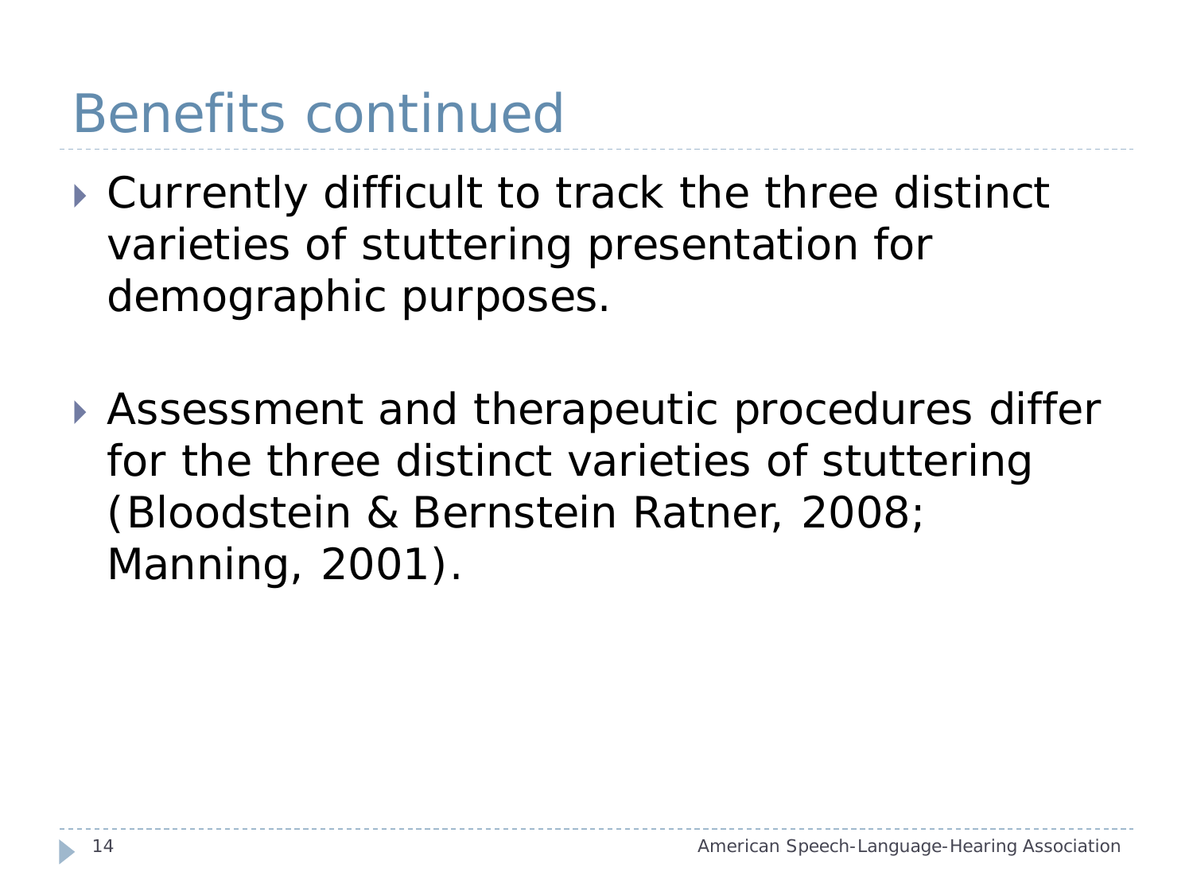# Benefits continued

- Currently difficult to track the three distinct varieties of stuttering presentation for demographic purposes.

- Assessment and therapeutic procedures differ for the three distinct varieties of stuttering (Bloodstein & Bernstein Ratner, 2008; Manning, 2001).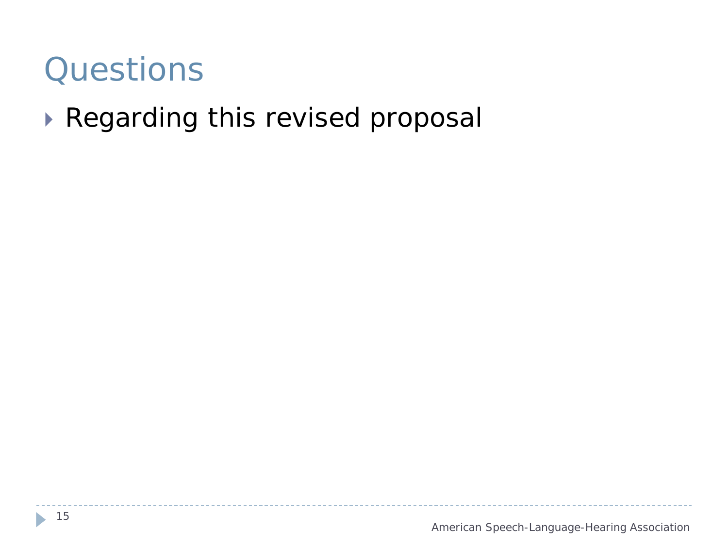# Questions

- Regarding this revised proposal